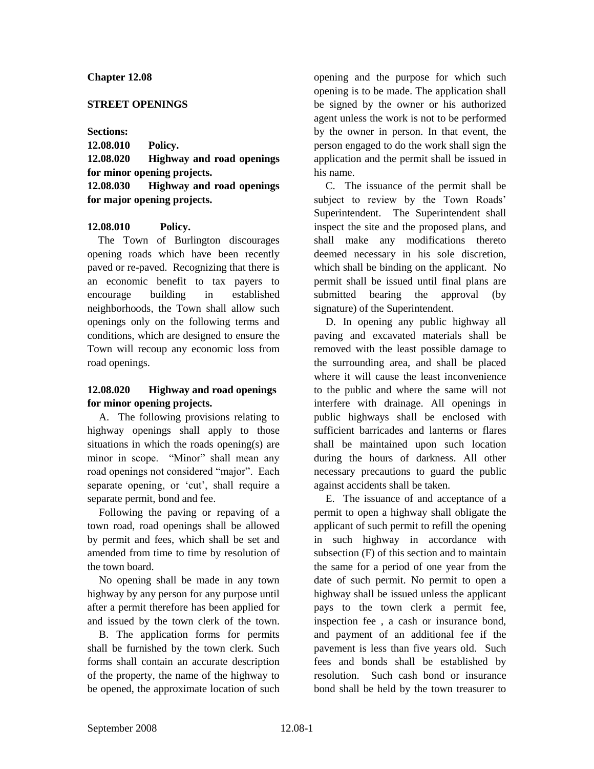# Chapter 12.08

## STREET OPENINGS

**Sections:**

**12.08.010 Policy.**
**12.08.020 Highway and road openings for minor opening projects.**
**12.08.030 Highway and road openings for major opening projects.**

### 12.08.010 Policy.

The Town of Burlington discourages opening roads which have been recently paved or re-paved. Recognizing that there is an economic benefit to tax payers to encourage building in established neighborhoods, the Town shall allow such openings only on the following terms and conditions, which are designed to ensure the Town will recoup any economic loss from road openings.

### 12.08.020 Highway and road openings for minor opening projects.

A. The following provisions relating to highway openings shall apply to those situations in which the roads opening(s) are minor in scope. "Minor" shall mean any road openings not considered "major". Each separate opening, or 'cut', shall require a separate permit, bond and fee.

Following the paving or repaving of a town road, road openings shall be allowed by permit and fees, which shall be set and amended from time to time by resolution of the town board.

No opening shall be made in any town highway by any person for any purpose until after a permit therefore has been applied for and issued by the town clerk of the town.

B. The application forms for permits shall be furnished by the town clerk. Such forms shall contain an accurate description of the property, the name of the highway to be opened, the approximate location of such opening and the purpose for which such opening is to be made. The application shall be signed by the owner or his authorized agent unless the work is not to be performed by the owner in person. In that event, the person engaged to do the work shall sign the application and the permit shall be issued in his name.

C. The issuance of the permit shall be subject to review by the Town Roads' Superintendent. The Superintendent shall inspect the site and the proposed plans, and shall make any modifications thereto deemed necessary in his sole discretion, which shall be binding on the applicant. No permit shall be issued until final plans are submitted bearing the approval (by signature) of the Superintendent.

D. In opening any public highway all paving and excavated materials shall be removed with the least possible damage to the surrounding area, and shall be placed where it will cause the least inconvenience to the public and where the same will not interfere with drainage. All openings in public highways shall be enclosed with sufficient barricades and lanterns or flares shall be maintained upon such location during the hours of darkness. All other necessary precautions to guard the public against accidents shall be taken.

E. The issuance of and acceptance of a permit to open a highway shall obligate the applicant of such permit to refill the opening in such highway in accordance with subsection (F) of this section and to maintain the same for a period of one year from the date of such permit. No permit to open a highway shall be issued unless the applicant pays to the town clerk a permit fee, inspection fee , a cash or insurance bond, and payment of an additional fee if the pavement is less than five years old. Such fees and bonds shall be established by resolution. Such cash bond or insurance bond shall be held by the town treasurer to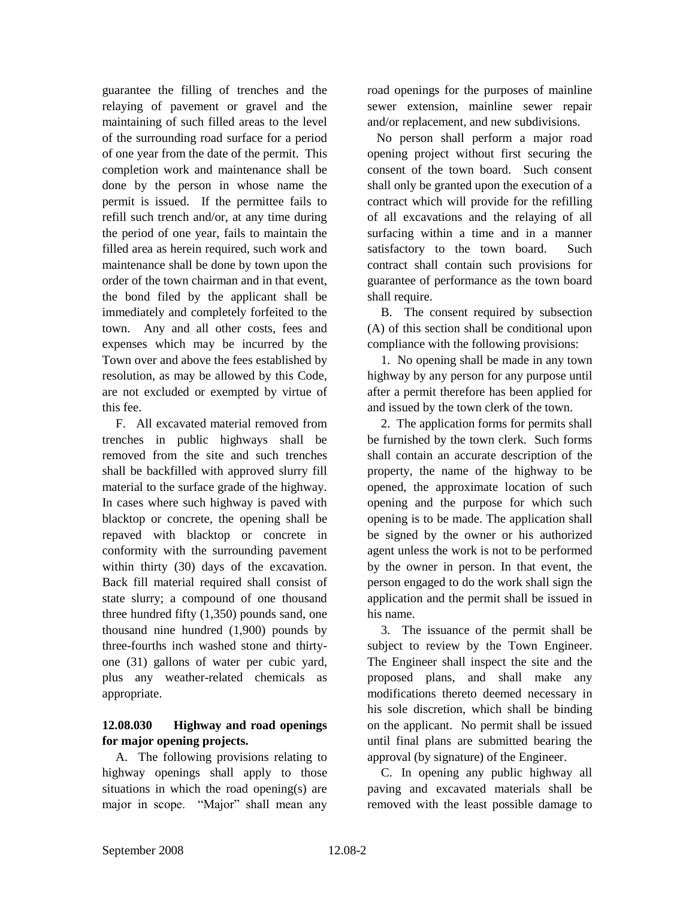guarantee the filling of trenches and the relaying of pavement or gravel and the maintaining of such filled areas to the level of the surrounding road surface for a period of one year from the date of the permit. This completion work and maintenance shall be done by the person in whose name the permit is issued. If the permittee fails to refill such trench and/or, at any time during the period of one year, fails to maintain the filled area as herein required, such work and maintenance shall be done by town upon the order of the town chairman and in that event, the bond filed by the applicant shall be immediately and completely forfeited to the town. Any and all other costs, fees and expenses which may be incurred by the Town over and above the fees established by resolution, as may be allowed by this Code, are not excluded or exempted by virtue of this fee.

F. All excavated material removed from trenches in public highways shall be removed from the site and such trenches shall be backfilled with approved slurry fill material to the surface grade of the highway. In cases where such highway is paved with blacktop or concrete, the opening shall be repaved with blacktop or concrete in conformity with the surrounding pavement within thirty (30) days of the excavation. Back fill material required shall consist of state slurry; a compound of one thousand three hundred fifty (1,350) pounds sand, one thousand nine hundred (1,900) pounds by three-fourths inch washed stone and thirty-one (31) gallons of water per cubic yard, plus any weather-related chemicals as appropriate.

**12.08.030 Highway and road openings for major opening projects.**

A. The following provisions relating to highway openings shall apply to those situations in which the road opening(s) are major in scope. "Major" shall mean any road openings for the purposes of mainline sewer extension, mainline sewer repair and/or replacement, and new subdivisions.

No person shall perform a major road opening project without first securing the consent of the town board. Such consent shall only be granted upon the execution of a contract which will provide for the refilling of all excavations and the relaying of all surfacing within a time and in a manner satisfactory to the town board. Such contract shall contain such provisions for guarantee of performance as the town board shall require.

B. The consent required by subsection (A) of this section shall be conditional upon compliance with the following provisions:

1. No opening shall be made in any town highway by any person for any purpose until after a permit therefore has been applied for and issued by the town clerk of the town.

2. The application forms for permits shall be furnished by the town clerk. Such forms shall contain an accurate description of the property, the name of the highway to be opened, the approximate location of such opening and the purpose for which such opening is to be made. The application shall be signed by the owner or his authorized agent unless the work is not to be performed by the owner in person. In that event, the person engaged to do the work shall sign the application and the permit shall be issued in his name.

3. The issuance of the permit shall be subject to review by the Town Engineer. The Engineer shall inspect the site and the proposed plans, and shall make any modifications thereto deemed necessary in his sole discretion, which shall be binding on the applicant. No permit shall be issued until final plans are submitted bearing the approval (by signature) of the Engineer.

C. In opening any public highway all paving and excavated materials shall be removed with the least possible damage to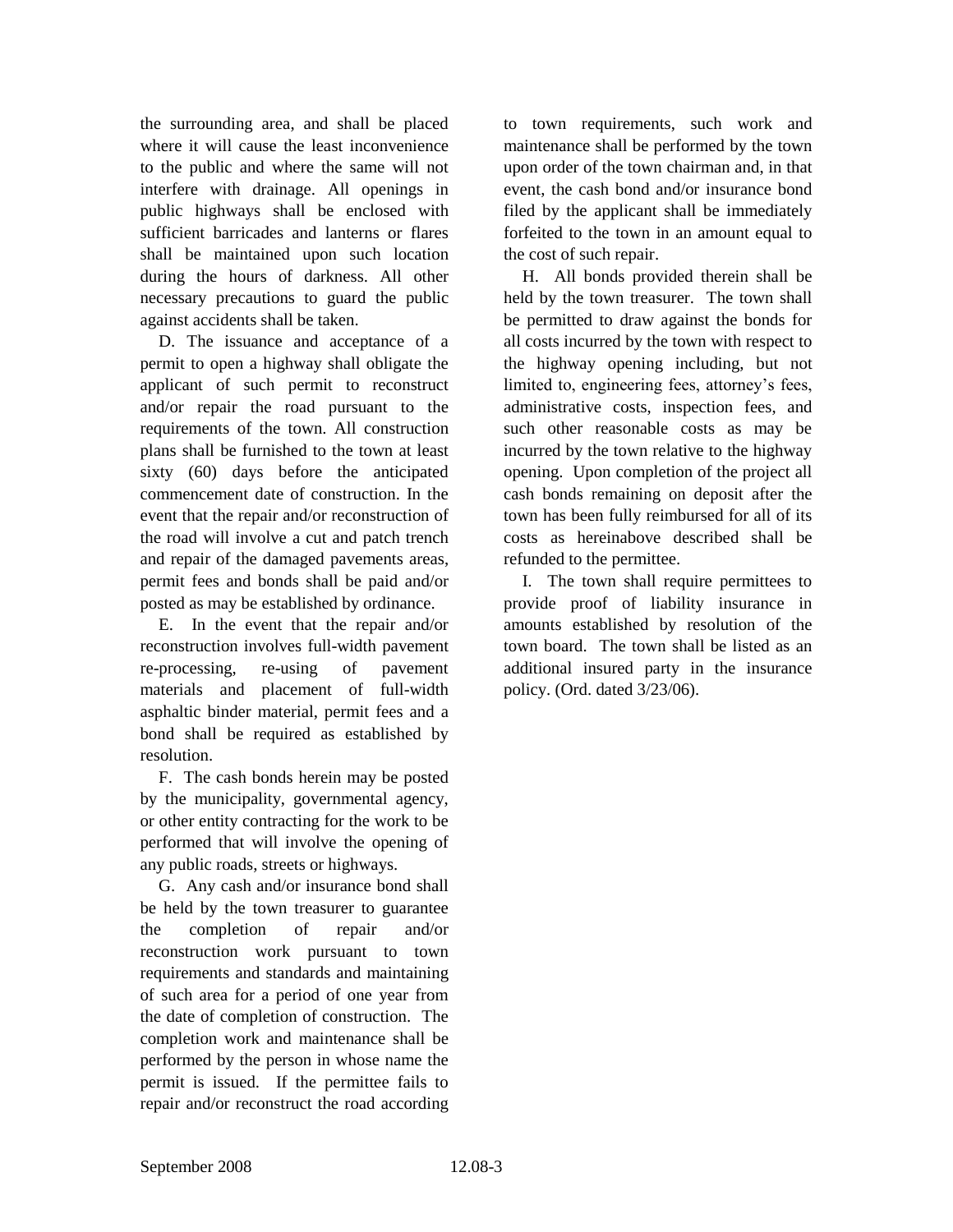the surrounding area, and shall be placed where it will cause the least inconvenience to the public and where the same will not interfere with drainage. All openings in public highways shall be enclosed with sufficient barricades and lanterns or flares shall be maintained upon such location during the hours of darkness. All other necessary precautions to guard the public against accidents shall be taken.

D. The issuance and acceptance of a permit to open a highway shall obligate the applicant of such permit to reconstruct and/or repair the road pursuant to the requirements of the town. All construction plans shall be furnished to the town at least sixty (60) days before the anticipated commencement date of construction. In the event that the repair and/or reconstruction of the road will involve a cut and patch trench and repair of the damaged pavements areas, permit fees and bonds shall be paid and/or posted as may be established by ordinance.

E. In the event that the repair and/or reconstruction involves full-width pavement re-processing, re-using of pavement materials and placement of full-width asphaltic binder material, permit fees and a bond shall be required as established by resolution.

F. The cash bonds herein may be posted by the municipality, governmental agency, or other entity contracting for the work to be performed that will involve the opening of any public roads, streets or highways.

G. Any cash and/or insurance bond shall be held by the town treasurer to guarantee the completion of repair and/or reconstruction work pursuant to town requirements and standards and maintaining of such area for a period of one year from the date of completion of construction. The completion work and maintenance shall be performed by the person in whose name the permit is issued. If the permittee fails to repair and/or reconstruct the road according to town requirements, such work and maintenance shall be performed by the town upon order of the town chairman and, in that event, the cash bond and/or insurance bond filed by the applicant shall be immediately forfeited to the town in an amount equal to the cost of such repair.

H. All bonds provided therein shall be held by the town treasurer. The town shall be permitted to draw against the bonds for all costs incurred by the town with respect to the highway opening including, but not limited to, engineering fees, attorney's fees, administrative costs, inspection fees, and such other reasonable costs as may be incurred by the town relative to the highway opening. Upon completion of the project all cash bonds remaining on deposit after the town has been fully reimbursed for all of its costs as hereinabove described shall be refunded to the permittee.

I. The town shall require permittees to provide proof of liability insurance in amounts established by resolution of the town board. The town shall be listed as an additional insured party in the insurance policy. (Ord. dated 3/23/06).